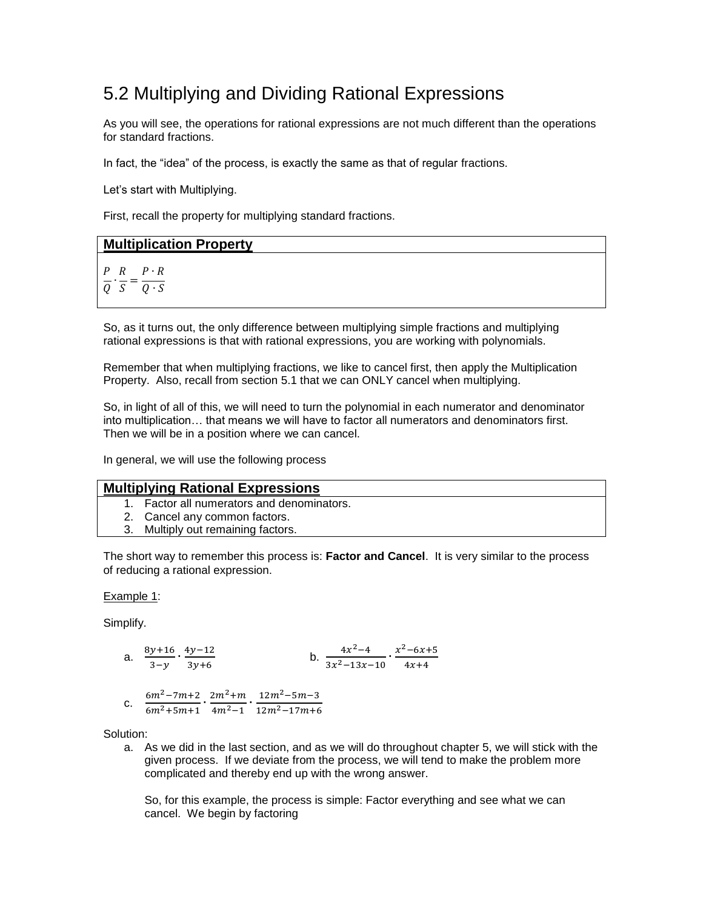# 5.2 Multiplying and Dividing Rational Expressions

As you will see, the operations for rational expressions are not much different than the operations for standard fractions.

In fact, the "idea" of the process, is exactly the same as that of regular fractions.

Let's start with Multiplying.

First, recall the property for multiplying standard fractions.

| **Multiplication Property** |
|---|
| $\frac{P}{Q} \cdot \frac{R}{S} = \frac{P \cdot R}{Q \cdot S}$ |

So, as it turns out, the only difference between multiplying simple fractions and multiplying rational expressions is that with rational expressions, you are working with polynomials.

Remember that when multiplying fractions, we like to cancel first, then apply the Multiplication Property. Also, recall from section 5.1 that we can ONLY cancel when multiplying.

So, in light of all of this, we will need to turn the polynomial in each numerator and denominator into multiplication… that means we will have to factor all numerators and denominators first. Then we will be in a position where we can cancel.

In general, we will use the following process

| **Multiplying Rational Expressions** |
|---|
| 1. Factor all numerators and denominators.<br>2. Cancel any common factors.<br>3. Multiply out remaining factors. |

The short way to remember this process is: **Factor and Cancel**. It is very similar to the process of reducing a rational expression.

Example 1:

Simplify.

a. $\frac{8y+16}{3-y} \cdot \frac{4y-12}{3y+6}$ &nbsp;&nbsp;&nbsp;&nbsp;&nbsp;&nbsp; b. $\frac{4x^2-4}{3x^2-13x-10} \cdot \frac{x^2-6x+5}{4x+4}$

c. $\frac{6m^2-7m+2}{6m^2+5m+1} \cdot \frac{2m^2+m}{4m^2-1} \cdot \frac{12m^2-5m-3}{12m^2-17m+6}$

Solution:

a. As we did in the last section, and as we will do throughout chapter 5, we will stick with the given process. If we deviate from the process, we will tend to make the problem more complicated and thereby end up with the wrong answer.

   So, for this example, the process is simple: Factor everything and see what we can cancel. We begin by factoring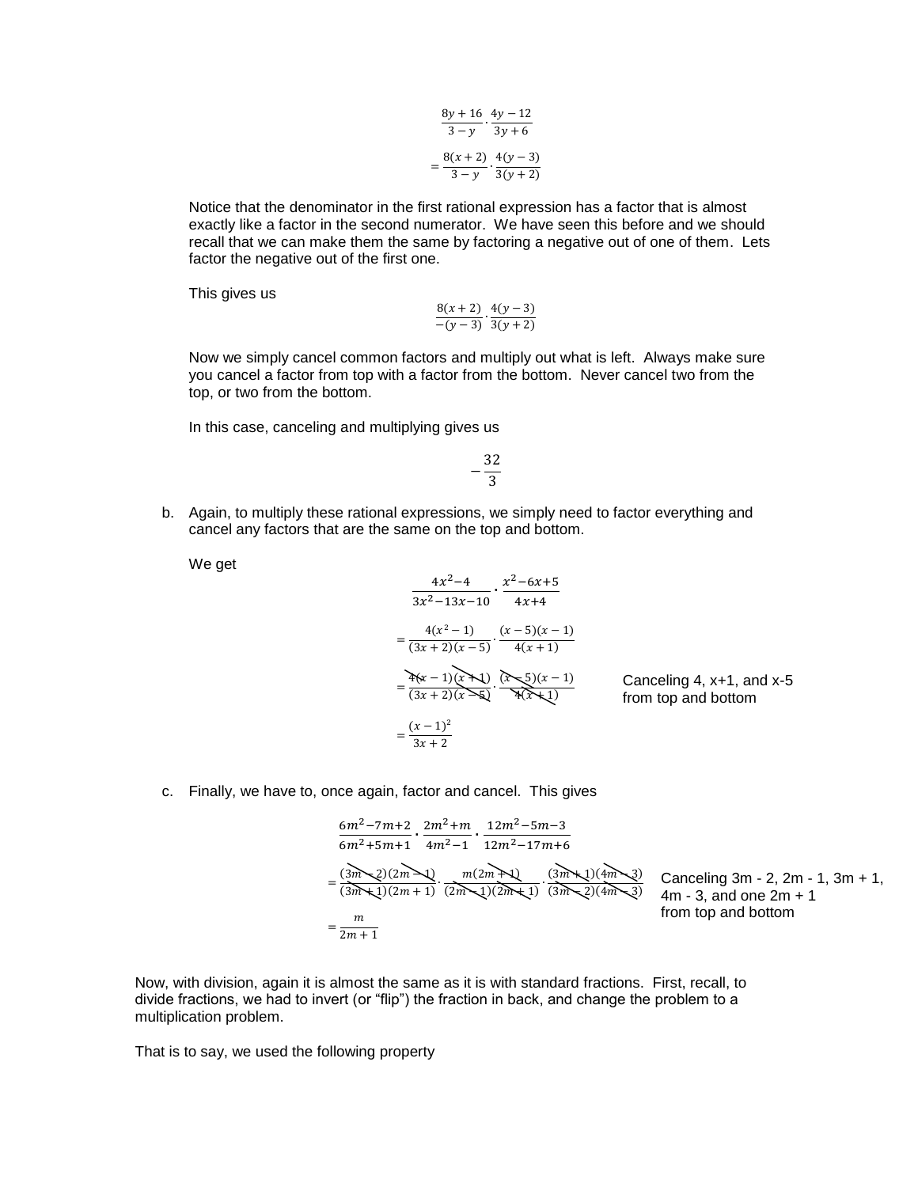$$\frac{8y+16}{3-y}\cdot\frac{4y-12}{3y+6}$$

$$=\frac{8(x+2)}{3-y}\cdot\frac{4(y-3)}{3(y+2)}$$

Notice that the denominator in the first rational expression has a factor that is almost exactly like a factor in the second numerator. We have seen this before and we should recall that we can make them the same by factoring a negative out of one of them. Lets factor the negative out of the first one.

This gives us

$$\frac{8(x+2)}{-(y-3)}\cdot\frac{4(y-3)}{3(y+2)}$$

Now we simply cancel common factors and multiply out what is left. Always make sure you cancel a factor from top with a factor from the bottom. Never cancel two from the top, or two from the bottom.

In this case, canceling and multiplying gives us

$$-\frac{32}{3}$$

b. Again, to multiply these rational expressions, we simply need to factor everything and cancel any factors that are the same on the top and bottom.

We get

$$\frac{4x^2-4}{3x^2-13x-10}\cdot\frac{x^2-6x+5}{4x+4}$$

$$=\frac{4(x^2-1)}{(3x+2)(x-5)}\cdot\frac{(x-5)(x-1)}{4(x+1)}$$

$$=\frac{\cancel{4}(x-1)\cancel{(x+1)}}{(3x+2)\cancel{(x-5)}}\cdot\frac{\cancel{(x-5)}(x-1)}{\cancel{4}\cancel{(x+1)}}$$

Canceling 4, x+1, and x-5 from top and bottom

$$=\frac{(x-1)^2}{3x+2}$$

c. Finally, we have to, once again, factor and cancel. This gives

$$\frac{6m^2-7m+2}{6m^2+5m+1}\cdot\frac{2m^2+m}{4m^2-1}\cdot\frac{12m^2-5m-3}{12m^2-17m+6}$$

$$=\frac{\cancel{(3m-2)}\cancel{(2m-1)}}{\cancel{(3m+1)}(2m+1)}\cdot\frac{m\cancel{(2m+1)}}{\cancel{(2m-1)}\cancel{(2m+1)}}\cdot\frac{\cancel{(3m+1)}\cancel{(4m-3)}}{\cancel{(3m-2)}\cancel{(4m-3)}}$$

Canceling 3m - 2, 2m - 1, 3m + 1, 4m - 3, and one 2m + 1 from top and bottom

$$=\frac{m}{2m+1}$$

Now, with division, again it is almost the same as it is with standard fractions. First, recall, to divide fractions, we had to invert (or "flip") the fraction in back, and change the problem to a multiplication problem.

That is to say, we used the following property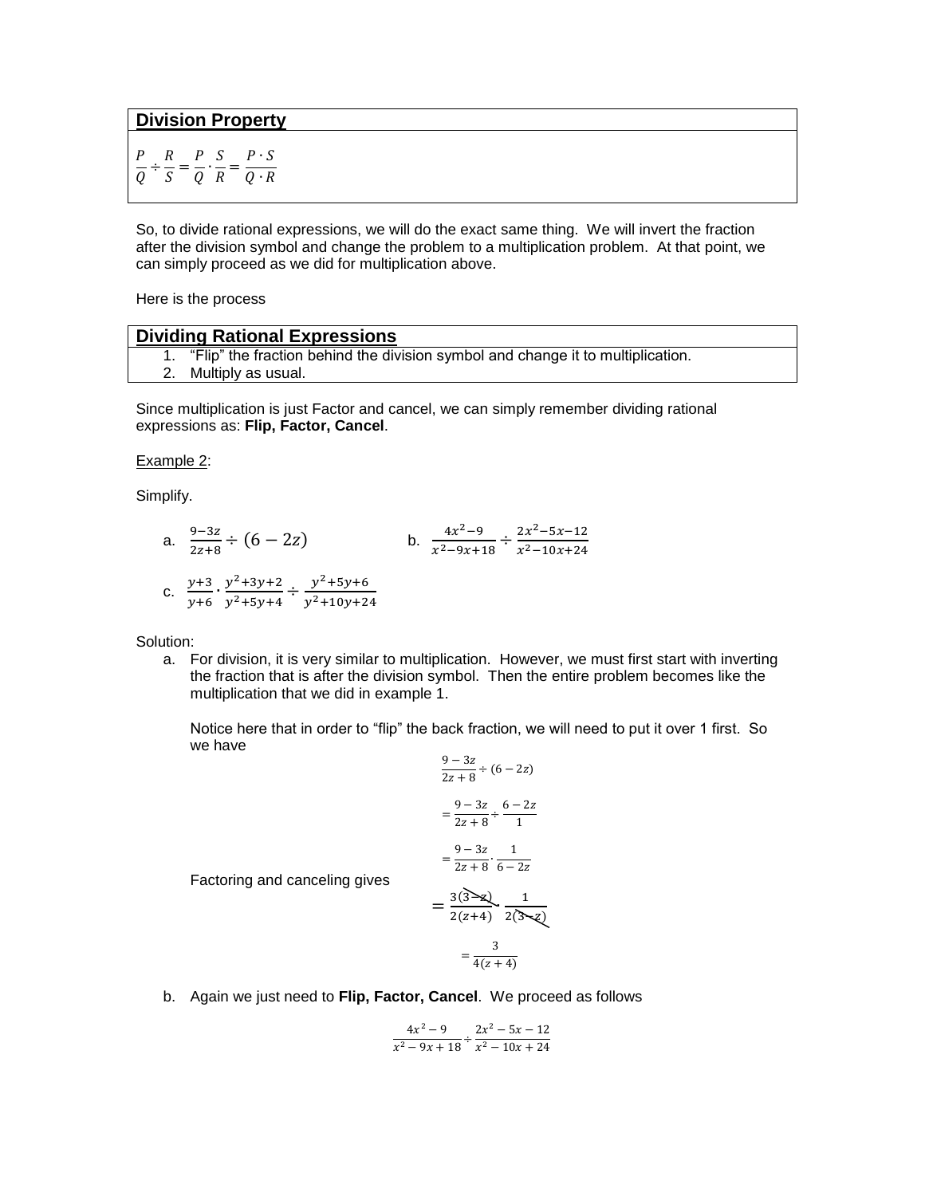## Division Property

$$\frac{P}{Q} \div \frac{R}{S} = \frac{P}{Q} \cdot \frac{S}{R} = \frac{P \cdot S}{Q \cdot R}$$

So, to divide rational expressions, we will do the exact same thing. We will invert the fraction after the division symbol and change the problem to a multiplication problem. At that point, we can simply proceed as we did for multiplication above.

Here is the process

## Dividing Rational Expressions

1. "Flip" the fraction behind the division symbol and change it to multiplication.
2. Multiply as usual.

Since multiplication is just Factor and cancel, we can simply remember dividing rational expressions as: **Flip, Factor, Cancel**.

Example 2:

Simplify.

a. $\frac{9-3z}{2z+8} \div (6-2z)$

b. $\frac{4x^2-9}{x^2-9x+18} \div \frac{2x^2-5x-12}{x^2-10x+24}$

c. $\frac{y+3}{y+6} \cdot \frac{y^2+3y+2}{y^2+5y+4} \div \frac{y^2+5y+6}{y^2+10y+24}$

Solution:

a. For division, it is very similar to multiplication. However, we must first start with inverting the fraction that is after the division symbol. Then the entire problem becomes like the multiplication that we did in example 1.

Notice here that in order to "flip" the back fraction, we will need to put it over 1 first. So we have

$$\frac{9-3z}{2z+8} \div (6-2z)$$

$$= \frac{9-3z}{2z+8} \div \frac{6-2z}{1}$$

$$= \frac{9-3z}{2z+8} \cdot \frac{1}{6-2z}$$

Factoring and canceling gives

$$= \frac{3(3-z)}{2(z+4)} \cdot \frac{1}{2(3-z)}$$

$$= \frac{3}{4(z+4)}$$

b. Again we just need to **Flip, Factor, Cancel**. We proceed as follows

$$\frac{4x^2-9}{x^2-9x+18} \div \frac{2x^2-5x-12}{x^2-10x+24}$$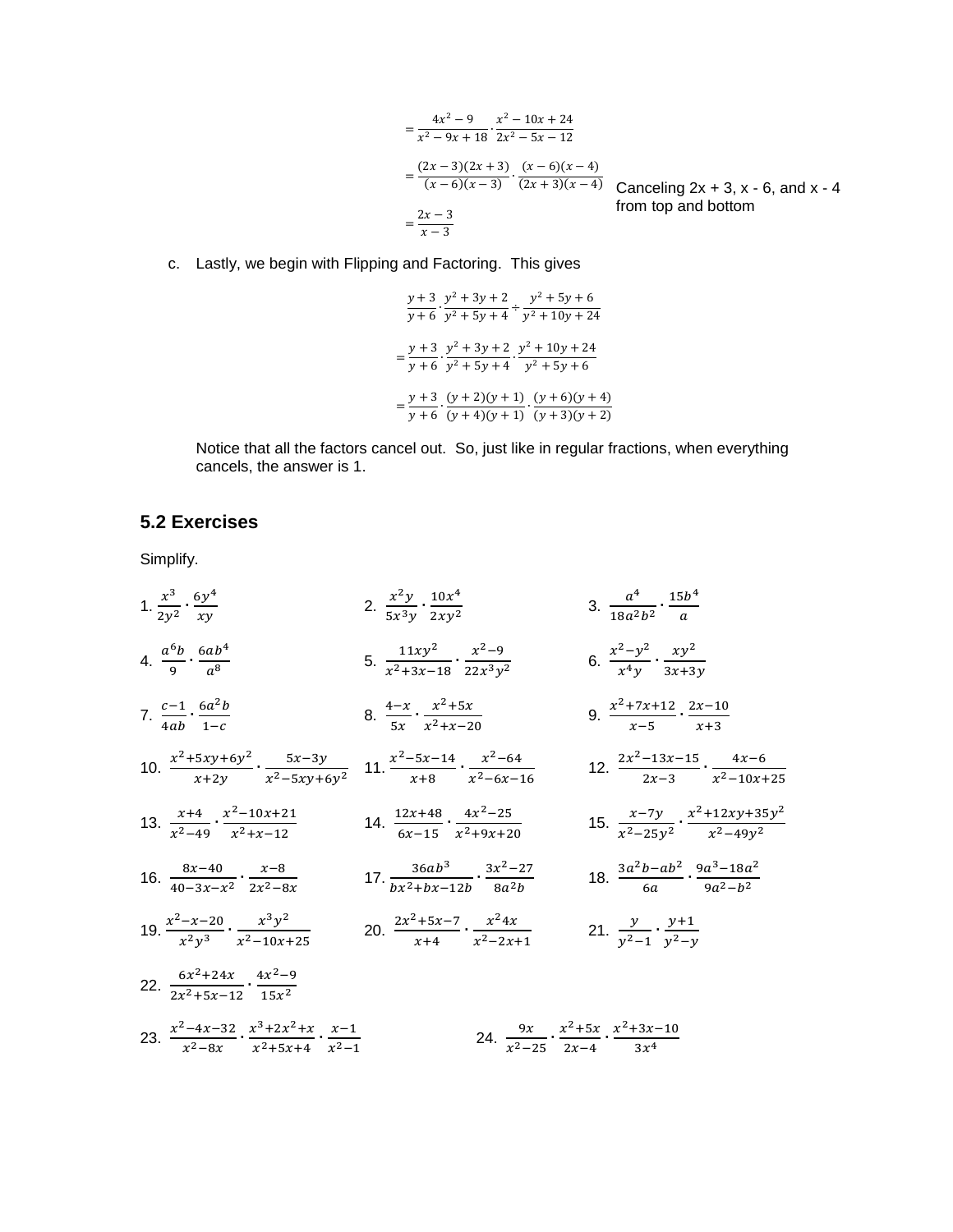$$= \frac{4x^2 - 9}{x^2 - 9x + 18} \cdot \frac{x^2 - 10x + 24}{2x^2 - 5x - 12}$$

$$= \frac{(2x-3)(2x+3)}{(x-6)(x-3)} \cdot \frac{(x-6)(x-4)}{(2x+3)(x-4)}$$

Canceling 2x + 3, x - 6, and x - 4 from top and bottom

$$= \frac{2x-3}{x-3}$$

c. Lastly, we begin with Flipping and Factoring. This gives

$$\frac{y+3}{y+6} \cdot \frac{y^2+3y+2}{y^2+5y+4} \div \frac{y^2+5y+6}{y^2+10y+24}$$

$$= \frac{y+3}{y+6} \cdot \frac{y^2+3y+2}{y^2+5y+4} \cdot \frac{y^2+10y+24}{y^2+5y+6}$$

$$= \frac{y+3}{y+6} \cdot \frac{(y+2)(y+1)}{(y+4)(y+1)} \cdot \frac{(y+6)(y+4)}{(y+3)(y+2)}$$

Notice that all the factors cancel out. So, just like in regular fractions, when everything cancels, the answer is 1.

## 5.2 Exercises

Simplify.

1. $\frac{x^3}{2y^2} \cdot \frac{6y^4}{xy}$

2. $\frac{x^2y}{5x^3y} \cdot \frac{10x^4}{2xy^2}$

3. $\frac{a^4}{18a^2b^2} \cdot \frac{15b^4}{a}$

4. $\frac{a^6b}{9} \cdot \frac{6ab^4}{a^8}$

5. $\frac{11xy^2}{x^2+3x-18} \cdot \frac{x^2-9}{22x^3y^2}$

6. $\frac{x^2-y^2}{x^4y} \cdot \frac{xy^2}{3x+3y}$

7. $\frac{c-1}{4ab} \cdot \frac{6a^2b}{1-c}$

8. $\frac{4-x}{5x} \cdot \frac{x^2+5x}{x^2+x-20}$

9. $\frac{x^2+7x+12}{x-5} \cdot \frac{2x-10}{x+3}$

10. $\frac{x^2+5xy+6y^2}{x+2y} \cdot \frac{5x-3y}{x^2-5xy+6y^2}$

11. $\frac{x^2-5x-14}{x+8} \cdot \frac{x^2-64}{x^2-6x-16}$

12. $\frac{2x^2-13x-15}{2x-3} \cdot \frac{4x-6}{x^2-10x+25}$

13. $\frac{x+4}{x^2-49} \cdot \frac{x^2-10x+21}{x^2+x-12}$

14. $\frac{12x+48}{6x-15} \cdot \frac{4x^2-25}{x^2+9x+20}$

15. $\frac{x-7y}{x^2-25y^2} \cdot \frac{x^2+12xy+35y^2}{x^2-49y^2}$

16. $\frac{8x-40}{40-3x-x^2} \cdot \frac{x-8}{2x^2-8x}$

17. $\frac{36ab^3}{bx^2+bx-12b} \cdot \frac{3x^2-27}{8a^2b}$

18. $\frac{3a^2b-ab^2}{6a} \cdot \frac{9a^3-18a^2}{9a^2-b^2}$

19. $\frac{x^2-x-20}{x^2y^3} \cdot \frac{x^3y^2}{x^2-10x+25}$

20. $\frac{2x^2+5x-7}{x+4} \cdot \frac{x^24x}{x^2-2x+1}$

21. $\frac{y}{y^2-1} \cdot \frac{y+1}{y^2-y}$

22. $\frac{6x^2+24x}{2x^2+5x-12} \cdot \frac{4x^2-9}{15x^2}$

23. $\frac{x^2-4x-32}{x^2-8x} \cdot \frac{x^3+2x^2+x}{x^2+5x+4} \cdot \frac{x-1}{x^2-1}$

24. $\frac{9x}{x^2-25} \cdot \frac{x^2+5x}{2x-4} \cdot \frac{x^2+3x-10}{3x^4}$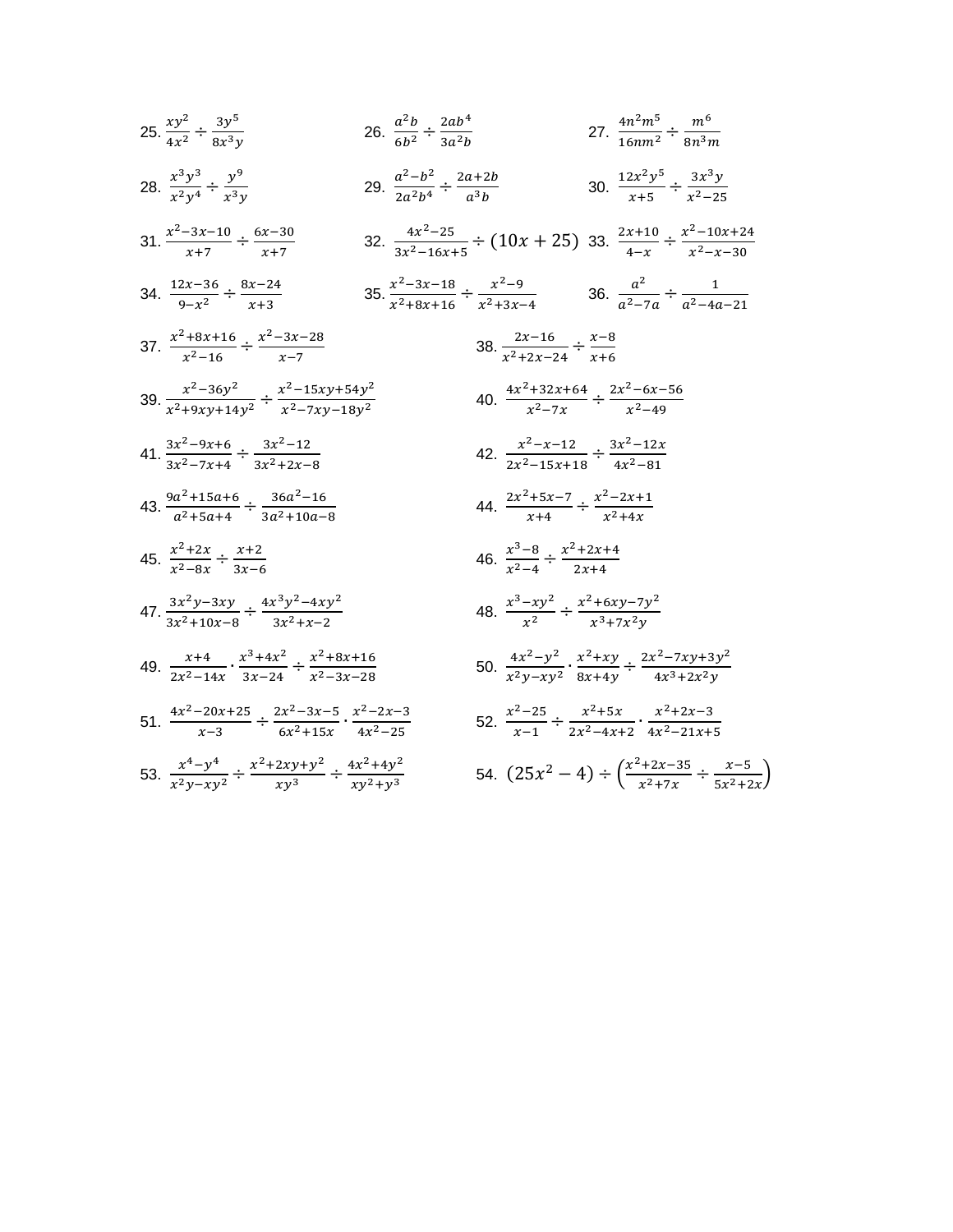25. $\frac{xy^2}{4x^2} \div \frac{3y^5}{8x^3y}$

26. $\frac{a^2b}{6b^2} \div \frac{2ab^4}{3a^2b}$

27. $\frac{4n^2m^5}{16nm^2} \div \frac{m^6}{8n^3m}$

28. $\frac{x^3y^3}{x^2y^4} \div \frac{y^9}{x^3y}$

29. $\frac{a^2-b^2}{2a^2b^4} \div \frac{2a+2b}{a^3b}$

30. $\frac{12x^2y^5}{x+5} \div \frac{3x^3y}{x^2-25}$

31. $\frac{x^2-3x-10}{x+7} \div \frac{6x-30}{x+7}$

32. $\frac{4x^2-25}{3x^2-16x+5} \div (10x+25)$

33. $\frac{2x+10}{4-x} \div \frac{x^2-10x+24}{x^2-x-30}$

34. $\frac{12x-36}{9-x^2} \div \frac{8x-24}{x+3}$

35. $\frac{x^2-3x-18}{x^2+8x+16} \div \frac{x^2-9}{x^2+3x-4}$

36. $\frac{a^2}{a^2-7a} \div \frac{1}{a^2-4a-21}$

37. $\frac{x^2+8x+16}{x^2-16} \div \frac{x^2-3x-28}{x-7}$

38. $\frac{2x-16}{x^2+2x-24} \div \frac{x-8}{x+6}$

39. $\frac{x^2-36y^2}{x^2+9xy+14y^2} \div \frac{x^2-15xy+54y^2}{x^2-7xy-18y^2}$

40. $\frac{4x^2+32x+64}{x^2-7x} \div \frac{2x^2-6x-56}{x^2-49}$

41. $\frac{3x^2-9x+6}{3x^2-7x+4} \div \frac{3x^2-12}{3x^2+2x-8}$

42. $\frac{x^2-x-12}{2x^2-15x+18} \div \frac{3x^2-12x}{4x^2-81}$

43. $\frac{9a^2+15a+6}{a^2+5a+4} \div \frac{36a^2-16}{3a^2+10a-8}$

44. $\frac{2x^2+5x-7}{x+4} \div \frac{x^2-2x+1}{x^2+4x}$

45. $\frac{x^2+2x}{x^2-8x} \div \frac{x+2}{3x-6}$

46. $\frac{x^3-8}{x^2-4} \div \frac{x^2+2x+4}{2x+4}$

47. $\frac{3x^2y-3xy}{3x^2+10x-8} \div \frac{4x^3y^2-4xy^2}{3x^2+x-2}$

48. $\frac{x^3-xy^2}{x^2} \div \frac{x^2+6xy-7y^2}{x^3+7x^2y}$

49. $\frac{x+4}{2x^2-14x} \cdot \frac{x^3+4x^2}{3x-24} \div \frac{x^2+8x+16}{x^2-3x-28}$

50. $\frac{4x^2-y^2}{x^2y-xy^2} \cdot \frac{x^2+xy}{8x+4y} \div \frac{2x^2-7xy+3y^2}{4x^3+2x^2y}$

51. $\frac{4x^2-20x+25}{x-3} \div \frac{2x^2-3x-5}{6x^2+15x} \cdot \frac{x^2-2x-3}{4x^2-25}$

52. $\frac{x^2-25}{x-1} \div \frac{x^2+5x}{2x^2-4x+2} \cdot \frac{x^2+2x-3}{4x^2-21x+5}$

53. $\frac{x^4-y^4}{x^2y-xy^2} \div \frac{x^2+2xy+y^2}{xy^3} \div \frac{4x^2+4y^2}{xy^2+y^3}$

54. $(25x^2-4) \div \left(\frac{x^2+2x-35}{x^2+7x} \div \frac{x-5}{5x^2+2x}\right)$